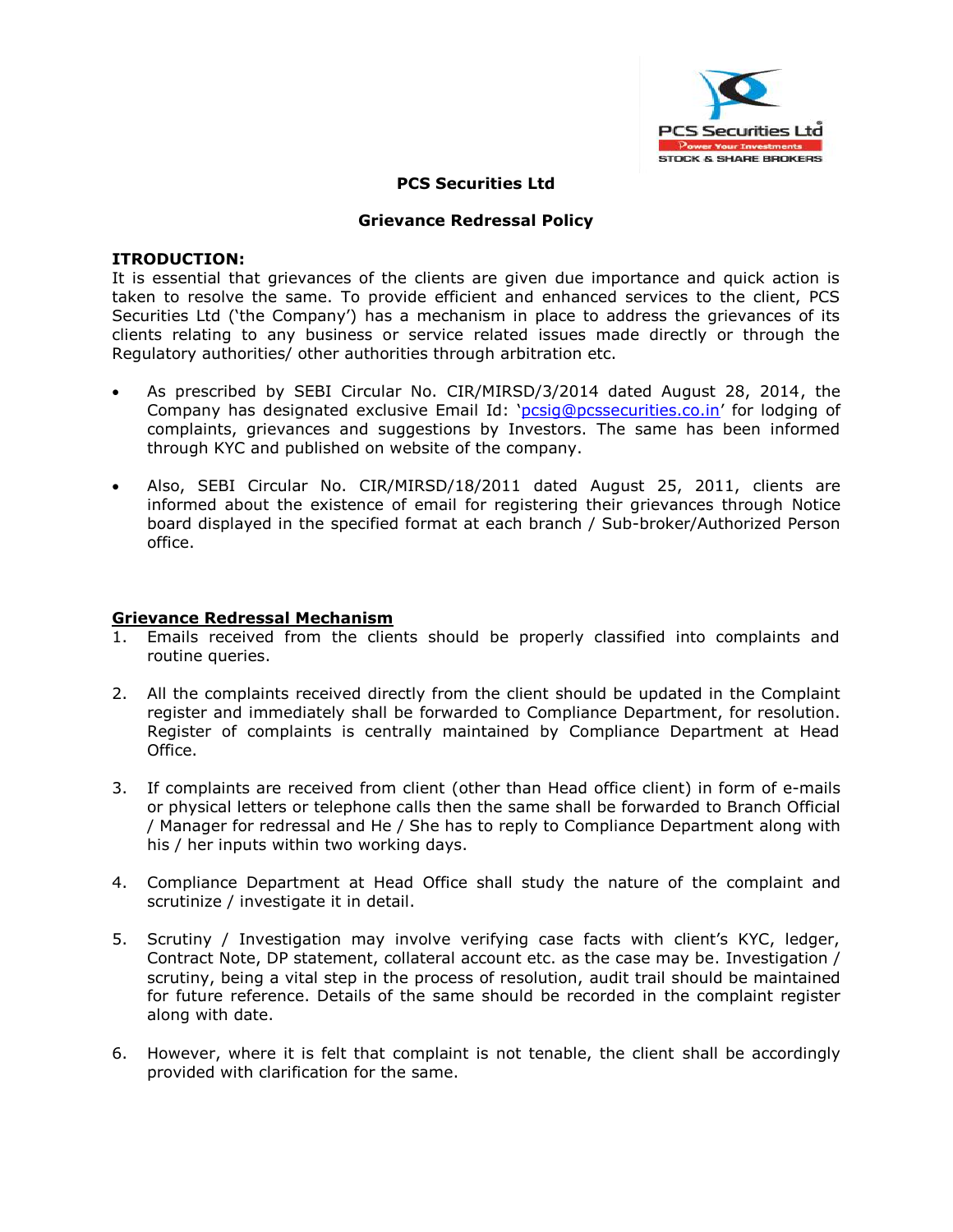# PCS Securities Ltd

## Grievance Redressal Policy

**ITRODUCTION:**

It is essential that grievances of the clients are given due importance and quick action is taken to resolve the same. To provide efficient and enhanced services to the client, PCS Securities Ltd ('the Company') has a mechanism in place to address the grievances of its clients relating to any business or service related issues made directly or through the Regulatory authorities/ other authorities through arbitration etc.

- As prescribed by SEBI Circular No. CIR/MIRSD/3/2014 dated August 28, 2014, the Company has designated exclusive Email Id: 'pcsig@pcssecurities.co.in' for lodging of complaints, grievances and suggestions by Investors. The same has been informed through KYC and published on website of the company.

- Also, SEBI Circular No. CIR/MIRSD/18/2011 dated August 25, 2011, clients are informed about the existence of email for registering their grievances through Notice board displayed in the specified format at each branch / Sub-broker/Authorized Person office.

**Grievance Redressal Mechanism**

1. Emails received from the clients should be properly classified into complaints and routine queries.

2. All the complaints received directly from the client should be updated in the Complaint register and immediately shall be forwarded to Compliance Department, for resolution. Register of complaints is centrally maintained by Compliance Department at Head Office.

3. If complaints are received from client (other than Head office client) in form of e-mails or physical letters or telephone calls then the same shall be forwarded to Branch Official / Manager for redressal and He / She has to reply to Compliance Department along with his / her inputs within two working days.

4. Compliance Department at Head Office shall study the nature of the complaint and scrutinize / investigate it in detail.

5. Scrutiny / Investigation may involve verifying case facts with client's KYC, ledger, Contract Note, DP statement, collateral account etc. as the case may be. Investigation / scrutiny, being a vital step in the process of resolution, audit trail should be maintained for future reference. Details of the same should be recorded in the complaint register along with date.

6. However, where it is felt that complaint is not tenable, the client shall be accordingly provided with clarification for the same.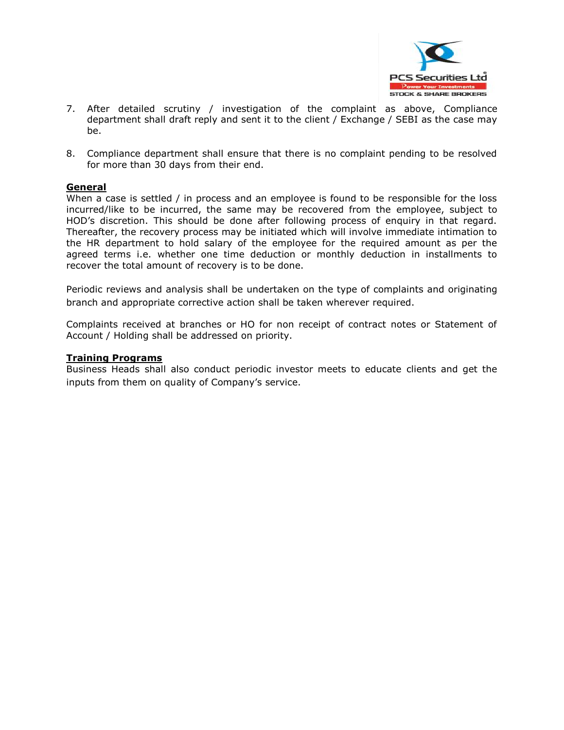7. After detailed scrutiny / investigation of the complaint as above, Compliance department shall draft reply and sent it to the client / Exchange / SEBI as the case may be.

8. Compliance department shall ensure that there is no complaint pending to be resolved for more than 30 days from their end.

**General**

When a case is settled / in process and an employee is found to be responsible for the loss incurred/like to be incurred, the same may be recovered from the employee, subject to HOD's discretion. This should be done after following process of enquiry in that regard. Thereafter, the recovery process may be initiated which will involve immediate intimation to the HR department to hold salary of the employee for the required amount as per the agreed terms i.e. whether one time deduction or monthly deduction in installments to recover the total amount of recovery is to be done.

Periodic reviews and analysis shall be undertaken on the type of complaints and originating branch and appropriate corrective action shall be taken wherever required.

Complaints received at branches or HO for non receipt of contract notes or Statement of Account / Holding shall be addressed on priority.

**Training Programs**

Business Heads shall also conduct periodic investor meets to educate clients and get the inputs from them on quality of Company's service.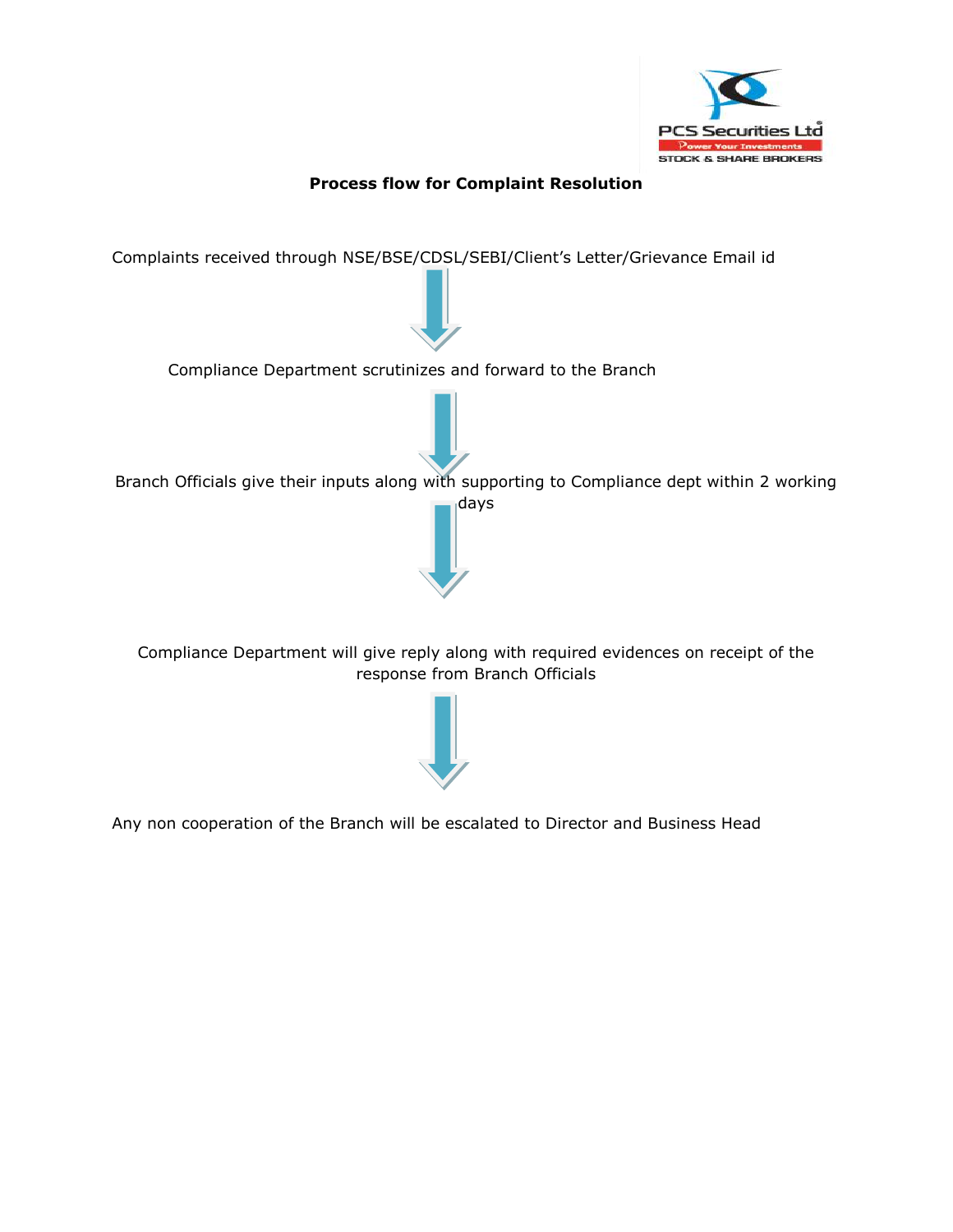PCS Securities Ltd
Power Your Investments
STOCK & SHARE BROKERS

**Process flow for Complaint Resolution**

Complaints received through NSE/BSE/CDSL/SEBI/Client's Letter/Grievance Email id

↓

Compliance Department scrutinizes and forward to the Branch

↓

Branch Officials give their inputs along with supporting to Compliance dept within 2 working days

↓

Compliance Department will give reply along with required evidences on receipt of the response from Branch Officials

↓

Any non cooperation of the Branch will be escalated to Director and Business Head